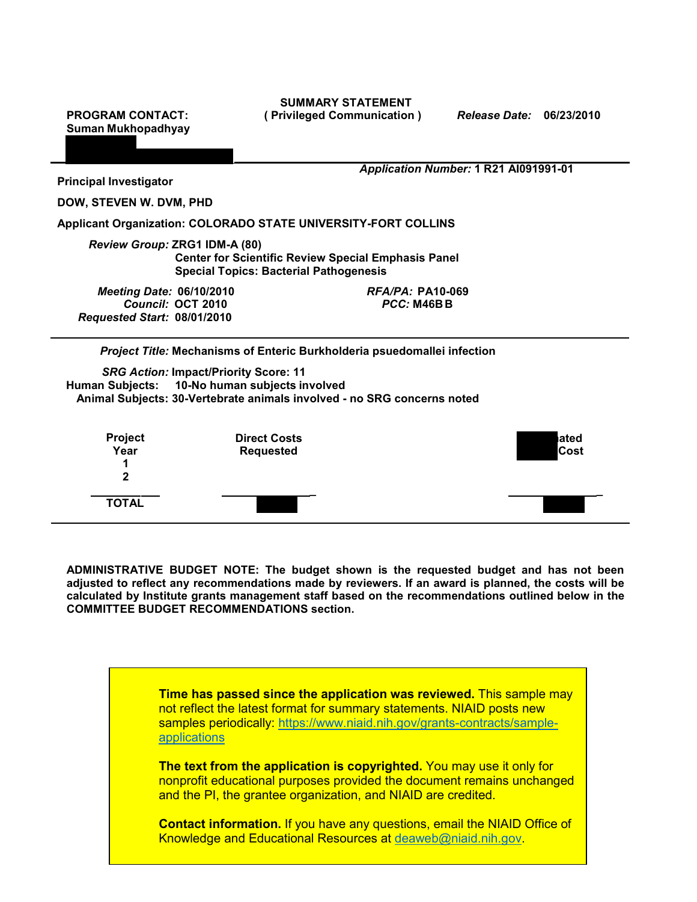**SUMMARY STATEMENT**
**( Privileged Communication )**

**PROGRAM CONTACT:**
**Suman Mukhopadhyay**

*Release Date:* **06/23/2010**

*Application Number:* **1 R21 AI091991-01**

**Principal Investigator**

**DOW, STEVEN W. DVM, PHD**

**Applicant Organization: COLORADO STATE UNIVERSITY-FORT COLLINS**

*Review Group:* **ZRG1 IDM-A (80)**
**Center for Scientific Review Special Emphasis Panel**
**Special Topics: Bacterial Pathogenesis**

*Meeting Date:* **06/10/2010**
*Council:* **OCT 2010**
*Requested Start:* **08/01/2010**

*RFA/PA:* **PA10-069**
*PCC:* **M46B B**

*Project Title:* **Mechanisms of Enteric Burkholderia psuedomallei infection**

*SRG Action:* **Impact/Priority Score: 11**
**Human Subjects: 10-No human subjects involved**
**Animal Subjects: 30-Vertebrate animals involved - no SRG concerns noted**

| Project Year | Direct Costs Requested | ated Cost |
|---|---|---|
| 1 | | |
| 2 | | |
| TOTAL | | |

**ADMINISTRATIVE BUDGET NOTE: The budget shown is the requested budget and has not been adjusted to reflect any recommendations made by reviewers. If an award is planned, the costs will be calculated by Institute grants management staff based on the recommendations outlined below in the COMMITTEE BUDGET RECOMMENDATIONS section.**

**Time has passed since the application was reviewed.** This sample may not reflect the latest format for summary statements. NIAID posts new samples periodically: https://www.niaid.nih.gov/grants-contracts/sample-applications

**The text from the application is copyrighted.** You may use it only for nonprofit educational purposes provided the document remains unchanged and the PI, the grantee organization, and NIAID are credited.

**Contact information.** If you have any questions, email the NIAID Office of Knowledge and Educational Resources at deaweb@niaid.nih.gov.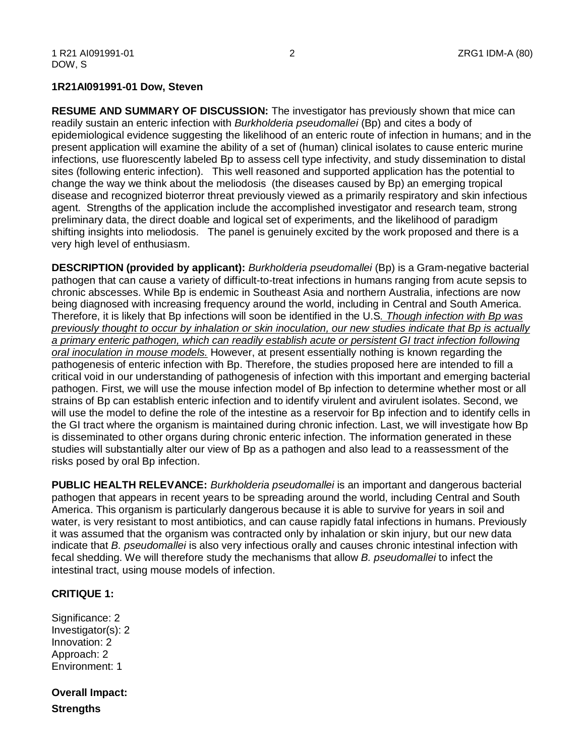**1R21AI091991-01 Dow, Steven**

**RESUME AND SUMMARY OF DISCUSSION:** The investigator has previously shown that mice can readily sustain an enteric infection with *Burkholderia pseudomallei* (Bp) and cites a body of epidemiological evidence suggesting the likelihood of an enteric route of infection in humans; and in the present application will examine the ability of a set of (human) clinical isolates to cause enteric murine infections, use fluorescently labeled Bp to assess cell type infectivity, and study dissemination to distal sites (following enteric infection). This well reasoned and supported application has the potential to change the way we think about the meliodosis (the diseases caused by Bp) an emerging tropical disease and recognized bioterror threat previously viewed as a primarily respiratory and skin infectious agent. Strengths of the application include the accomplished investigator and research team, strong preliminary data, the direct doable and logical set of experiments, and the likelihood of paradigm shifting insights into meliodosis. The panel is genuinely excited by the work proposed and there is a very high level of enthusiasm.

**DESCRIPTION (provided by applicant):** *Burkholderia pseudomallei* (Bp) is a Gram-negative bacterial pathogen that can cause a variety of difficult-to-treat infections in humans ranging from acute sepsis to chronic abscesses. While Bp is endemic in Southeast Asia and northern Australia, infections are now being diagnosed with increasing frequency around the world, including in Central and South America. Therefore, it is likely that Bp infections will soon be identified in the U.S. *Though infection with Bp was previously thought to occur by inhalation or skin inoculation, our new studies indicate that Bp is actually a primary enteric pathogen, which can readily establish acute or persistent GI tract infection following oral inoculation in mouse models.* However, at present essentially nothing is known regarding the pathogenesis of enteric infection with Bp. Therefore, the studies proposed here are intended to fill a critical void in our understanding of pathogenesis of infection with this important and emerging bacterial pathogen. First, we will use the mouse infection model of Bp infection to determine whether most or all strains of Bp can establish enteric infection and to identify virulent and avirulent isolates. Second, we will use the model to define the role of the intestine as a reservoir for Bp infection and to identify cells in the GI tract where the organism is maintained during chronic infection. Last, we will investigate how Bp is disseminated to other organs during chronic enteric infection. The information generated in these studies will substantially alter our view of Bp as a pathogen and also lead to a reassessment of the risks posed by oral Bp infection.

**PUBLIC HEALTH RELEVANCE:** *Burkholderia pseudomallei* is an important and dangerous bacterial pathogen that appears in recent years to be spreading around the world, including Central and South America. This organism is particularly dangerous because it is able to survive for years in soil and water, is very resistant to most antibiotics, and can cause rapidly fatal infections in humans. Previously it was assumed that the organism was contracted only by inhalation or skin injury, but our new data indicate that *B. pseudomallei* is also very infectious orally and causes chronic intestinal infection with fecal shedding. We will therefore study the mechanisms that allow *B. pseudomallei* to infect the intestinal tract, using mouse models of infection.

**CRITIQUE 1:**

Significance: 2
Investigator(s): 2
Innovation: 2
Approach: 2
Environment: 1

**Overall Impact:**

**Strengths**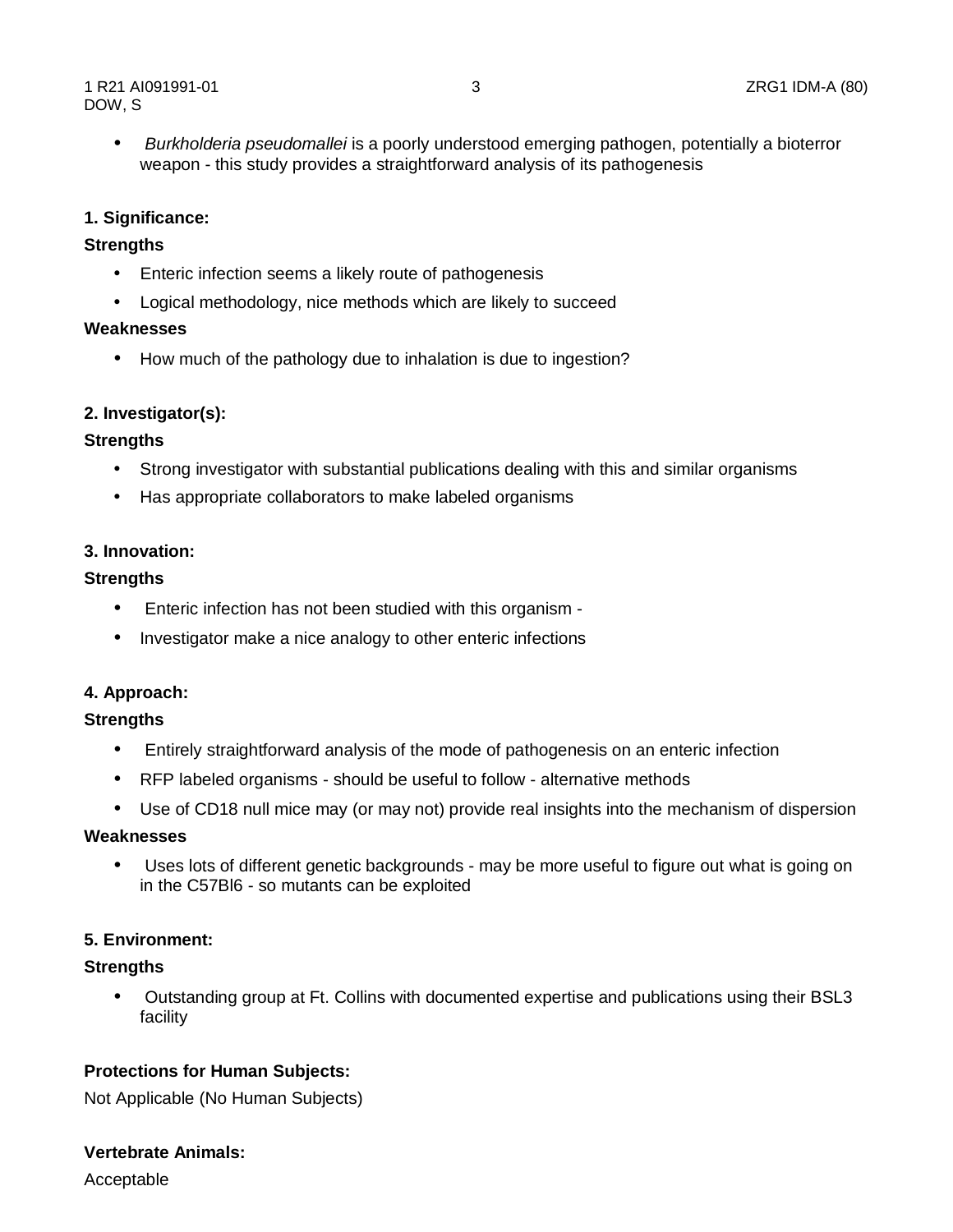- *Burkholderia pseudomallei* is a poorly understood emerging pathogen, potentially a bioterror weapon - this study provides a straightforward analysis of its pathogenesis

**1. Significance:**

**Strengths**

- Enteric infection seems a likely route of pathogenesis
- Logical methodology, nice methods which are likely to succeed

**Weaknesses**

- How much of the pathology due to inhalation is due to ingestion?

**2. Investigator(s):**

**Strengths**

- Strong investigator with substantial publications dealing with this and similar organisms
- Has appropriate collaborators to make labeled organisms

**3. Innovation:**

**Strengths**

- Enteric infection has not been studied with this organism -
- Investigator make a nice analogy to other enteric infections

**4. Approach:**

**Strengths**

- Entirely straightforward analysis of the mode of pathogenesis on an enteric infection
- RFP labeled organisms - should be useful to follow - alternative methods
- Use of CD18 null mice may (or may not) provide real insights into the mechanism of dispersion

**Weaknesses**

- Uses lots of different genetic backgrounds - may be more useful to figure out what is going on in the C57Bl6 - so mutants can be exploited

**5. Environment:**

**Strengths**

- Outstanding group at Ft. Collins with documented expertise and publications using their BSL3 facility

**Protections for Human Subjects:**

Not Applicable (No Human Subjects)

**Vertebrate Animals:**

Acceptable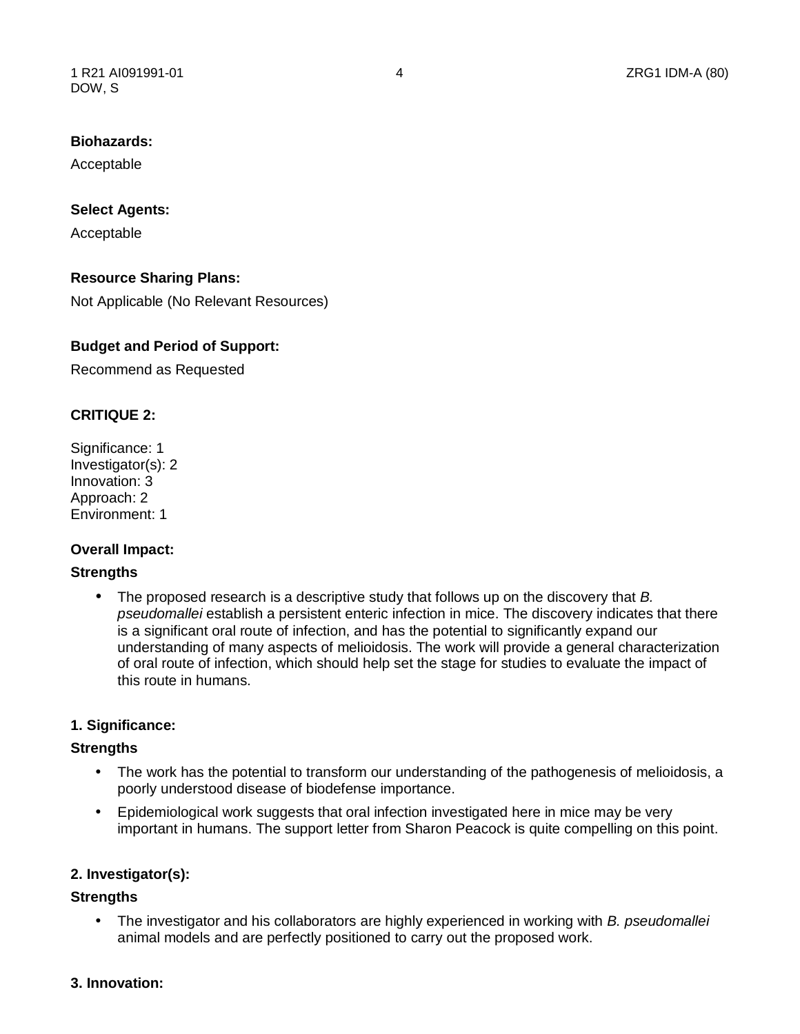**Biohazards:**

Acceptable

**Select Agents:**

Acceptable

**Resource Sharing Plans:**

Not Applicable (No Relevant Resources)

**Budget and Period of Support:**

Recommend as Requested

**CRITIQUE 2:**

Significance: 1
Investigator(s): 2
Innovation: 3
Approach: 2
Environment: 1

**Overall Impact:**

**Strengths**

- The proposed research is a descriptive study that follows up on the discovery that *B. pseudomallei* establish a persistent enteric infection in mice. The discovery indicates that there is a significant oral route of infection, and has the potential to significantly expand our understanding of many aspects of melioidosis. The work will provide a general characterization of oral route of infection, which should help set the stage for studies to evaluate the impact of this route in humans.

**1. Significance:**

**Strengths**

- The work has the potential to transform our understanding of the pathogenesis of melioidosis, a poorly understood disease of biodefense importance.
- Epidemiological work suggests that oral infection investigated here in mice may be very important in humans. The support letter from Sharon Peacock is quite compelling on this point.

**2. Investigator(s):**

**Strengths**

- The investigator and his collaborators are highly experienced in working with *B. pseudomallei* animal models and are perfectly positioned to carry out the proposed work.

**3. Innovation:**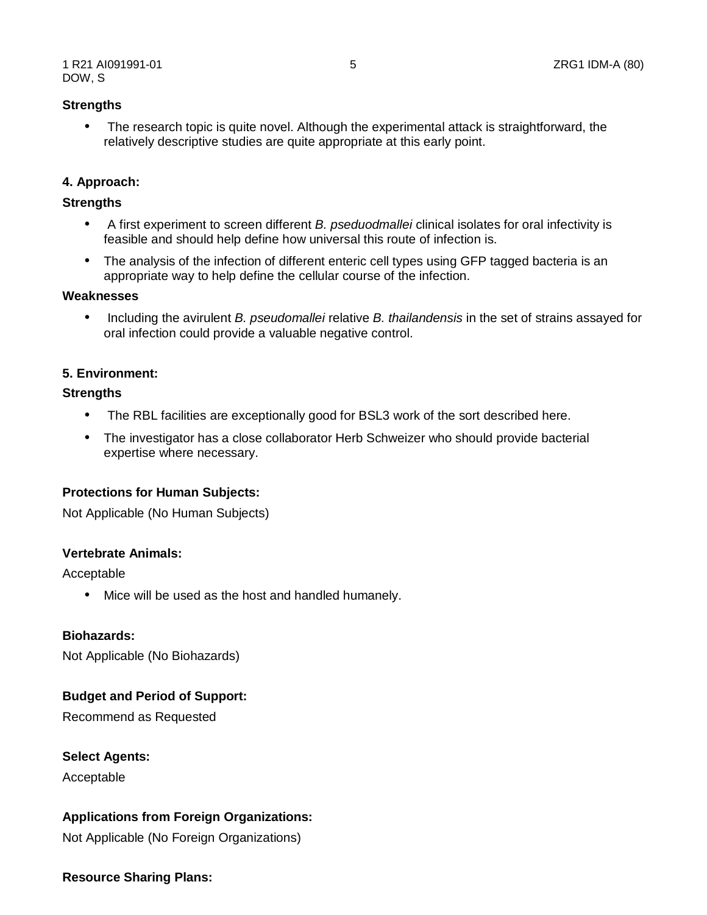**Strengths**

- The research topic is quite novel. Although the experimental attack is straightforward, the relatively descriptive studies are quite appropriate at this early point.

**4. Approach:**

**Strengths**

- A first experiment to screen different *B. pseduodmallei* clinical isolates for oral infectivity is feasible and should help define how universal this route of infection is.
- The analysis of the infection of different enteric cell types using GFP tagged bacteria is an appropriate way to help define the cellular course of the infection.

**Weaknesses**

- Including the avirulent *B. pseudomallei* relative *B. thailandensis* in the set of strains assayed for oral infection could provide a valuable negative control.

**5. Environment:**

**Strengths**

- The RBL facilities are exceptionally good for BSL3 work of the sort described here.
- The investigator has a close collaborator Herb Schweizer who should provide bacterial expertise where necessary.

**Protections for Human Subjects:**

Not Applicable (No Human Subjects)

**Vertebrate Animals:**

Acceptable

- Mice will be used as the host and handled humanely.

**Biohazards:**

Not Applicable (No Biohazards)

**Budget and Period of Support:**

Recommend as Requested

**Select Agents:**

Acceptable

**Applications from Foreign Organizations:**

Not Applicable (No Foreign Organizations)

**Resource Sharing Plans:**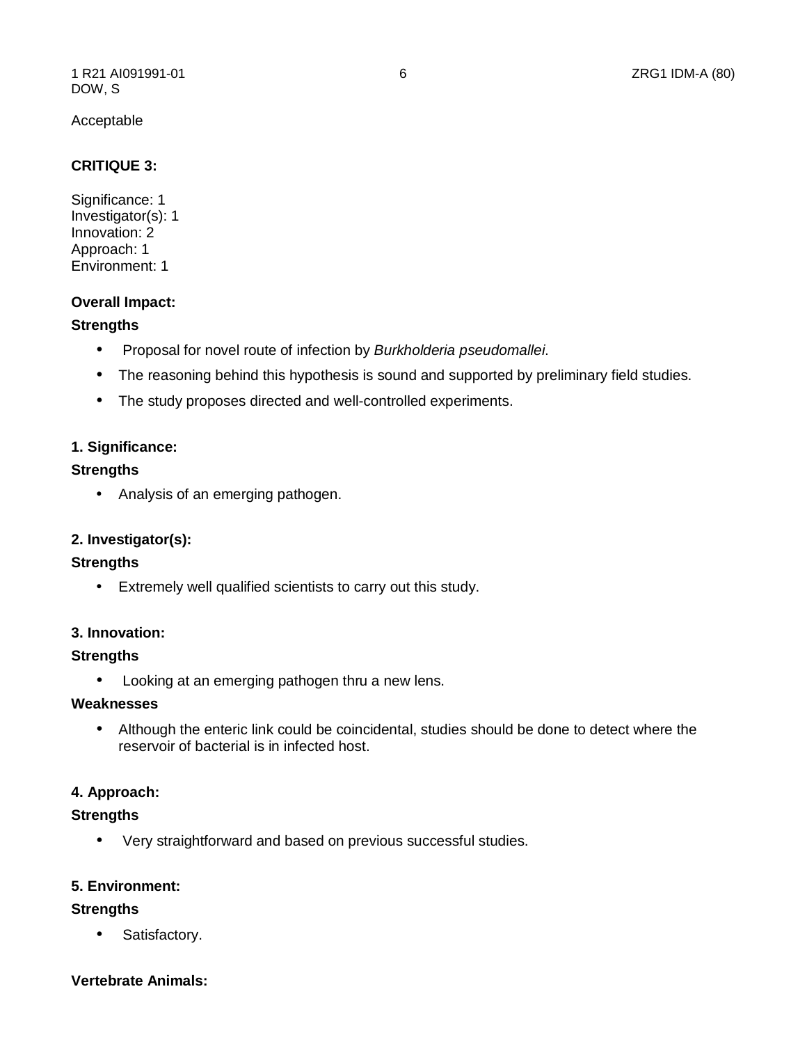Acceptable

**CRITIQUE 3:**

Significance: 1
Investigator(s): 1
Innovation: 2
Approach: 1
Environment: 1

**Overall Impact:**

**Strengths**

- Proposal for novel route of infection by *Burkholderia pseudomallei*.
- The reasoning behind this hypothesis is sound and supported by preliminary field studies.
- The study proposes directed and well-controlled experiments.

**1. Significance:**

**Strengths**

- Analysis of an emerging pathogen.

**2. Investigator(s):**

**Strengths**

- Extremely well qualified scientists to carry out this study.

**3. Innovation:**

**Strengths**

- Looking at an emerging pathogen thru a new lens.

**Weaknesses**

- Although the enteric link could be coincidental, studies should be done to detect where the reservoir of bacterial is in infected host.

**4. Approach:**

**Strengths**

- Very straightforward and based on previous successful studies.

**5. Environment:**

**Strengths**

- Satisfactory.

**Vertebrate Animals:**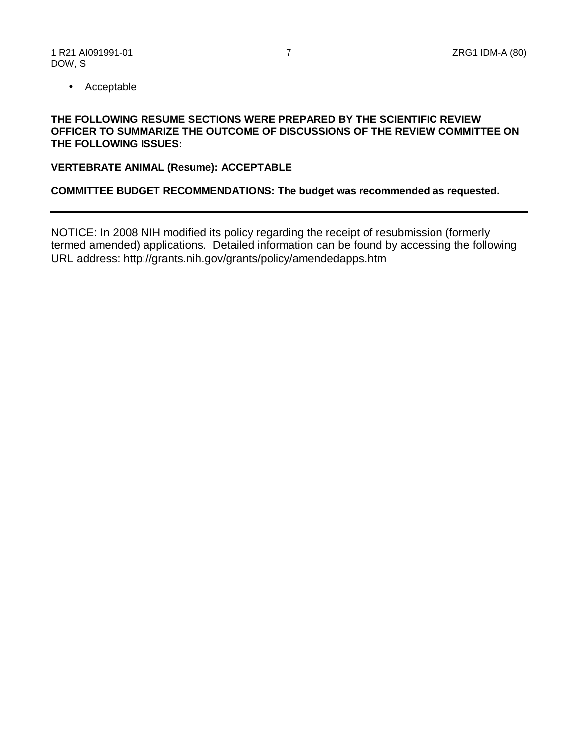- Acceptable

**THE FOLLOWING RESUME SECTIONS WERE PREPARED BY THE SCIENTIFIC REVIEW OFFICER TO SUMMARIZE THE OUTCOME OF DISCUSSIONS OF THE REVIEW COMMITTEE ON THE FOLLOWING ISSUES:**

**VERTEBRATE ANIMAL (Resume): ACCEPTABLE**

**COMMITTEE BUDGET RECOMMENDATIONS: The budget was recommended as requested.**

---

NOTICE: In 2008 NIH modified its policy regarding the receipt of resubmission (formerly termed amended) applications. Detailed information can be found by accessing the following URL address: http://grants.nih.gov/grants/policy/amendedapps.htm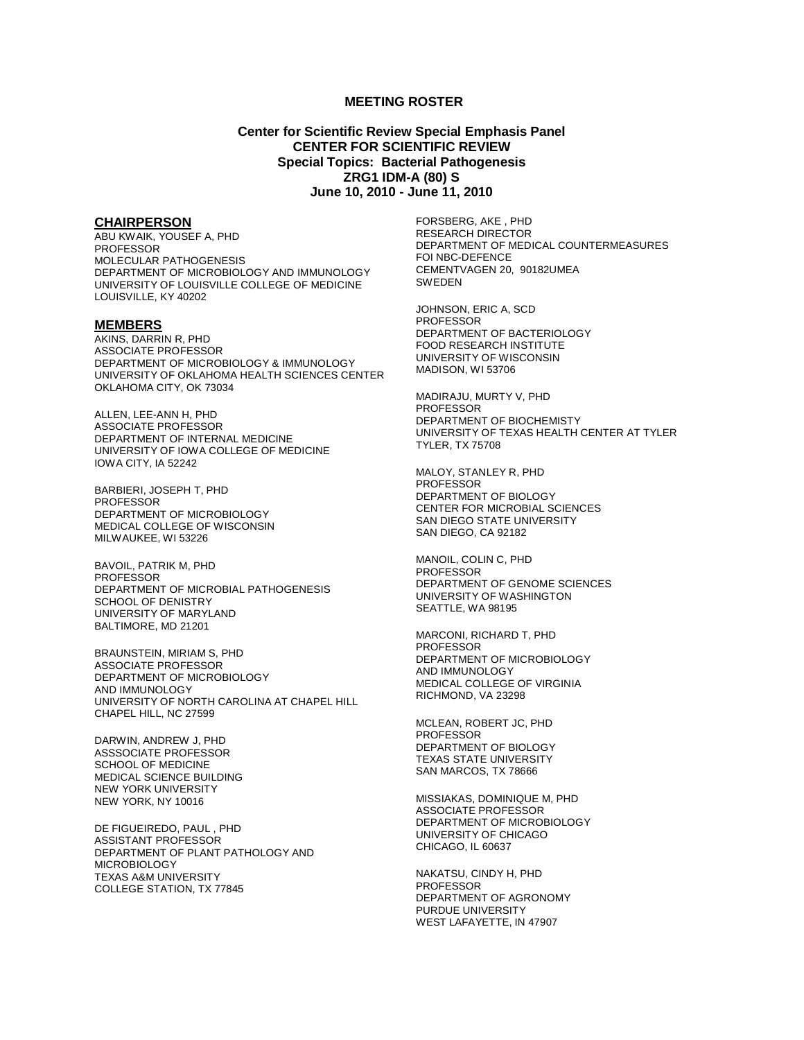# MEETING ROSTER

**Center for Scientific Review Special Emphasis Panel**
**CENTER FOR SCIENTIFIC REVIEW**
**Special Topics: Bacterial Pathogenesis**
**ZRG1 IDM-A (80) S**
**June 10, 2010 - June 11, 2010**

## CHAIRPERSON

ABU KWAIK, YOUSEF A, PHD
PROFESSOR
MOLECULAR PATHOGENESIS
DEPARTMENT OF MICROBIOLOGY AND IMMUNOLOGY
UNIVERSITY OF LOUISVILLE COLLEGE OF MEDICINE
LOUISVILLE, KY 40202

## MEMBERS

AKINS, DARRIN R, PHD
ASSOCIATE PROFESSOR
DEPARTMENT OF MICROBIOLOGY & IMMUNOLOGY
UNIVERSITY OF OKLAHOMA HEALTH SCIENCES CENTER
OKLAHOMA CITY, OK 73034

ALLEN, LEE-ANN H, PHD
ASSOCIATE PROFESSOR
DEPARTMENT OF INTERNAL MEDICINE
UNIVERSITY OF IOWA COLLEGE OF MEDICINE
IOWA CITY, IA 52242

BARBIERI, JOSEPH T, PHD
PROFESSOR
DEPARTMENT OF MICROBIOLOGY
MEDICAL COLLEGE OF WISCONSIN
MILWAUKEE, WI 53226

BAVOIL, PATRIK M, PHD
PROFESSOR
DEPARTMENT OF MICROBIAL PATHOGENESIS
SCHOOL OF DENISTRY
UNIVERSITY OF MARYLAND
BALTIMORE, MD 21201

BRAUNSTEIN, MIRIAM S, PHD
ASSOCIATE PROFESSOR
DEPARTMENT OF MICROBIOLOGY
AND IMMUNOLOGY
UNIVERSITY OF NORTH CAROLINA AT CHAPEL HILL
CHAPEL HILL, NC 27599

DARWIN, ANDREW J, PHD
ASSSOCIATE PROFESSOR
SCHOOL OF MEDICINE
MEDICAL SCIENCE BUILDING
NEW YORK UNIVERSITY
NEW YORK, NY 10016

DE FIGUEIREDO, PAUL , PHD
ASSISTANT PROFESSOR
DEPARTMENT OF PLANT PATHOLOGY AND
MICROBIOLOGY
TEXAS A&M UNIVERSITY
COLLEGE STATION, TX 77845

FORSBERG, AKE , PHD
RESEARCH DIRECTOR
DEPARTMENT OF MEDICAL COUNTERMEASURES
FOI NBC-DEFENCE
CEMENTVAGEN 20, 90182UMEA
SWEDEN

JOHNSON, ERIC A, SCD
PROFESSOR
DEPARTMENT OF BACTERIOLOGY
FOOD RESEARCH INSTITUTE
UNIVERSITY OF WISCONSIN
MADISON, WI 53706

MADIRAJU, MURTY V, PHD
PROFESSOR
DEPARTMENT OF BIOCHEMISTY
UNIVERSITY OF TEXAS HEALTH CENTER AT TYLER
TYLER, TX 75708

MALOY, STANLEY R, PHD
PROFESSOR
DEPARTMENT OF BIOLOGY
CENTER FOR MICROBIAL SCIENCES
SAN DIEGO STATE UNIVERSITY
SAN DIEGO, CA 92182

MANOIL, COLIN C, PHD
PROFESSOR
DEPARTMENT OF GENOME SCIENCES
UNIVERSITY OF WASHINGTON
SEATTLE, WA 98195

MARCONI, RICHARD T, PHD
PROFESSOR
DEPARTMENT OF MICROBIOLOGY
AND IMMUNOLOGY
MEDICAL COLLEGE OF VIRGINIA
RICHMOND, VA 23298

MCLEAN, ROBERT JC, PHD
PROFESSOR
DEPARTMENT OF BIOLOGY
TEXAS STATE UNIVERSITY
SAN MARCOS, TX 78666

MISSIAKAS, DOMINIQUE M, PHD
ASSOCIATE PROFESSOR
DEPARTMENT OF MICROBIOLOGY
UNIVERSITY OF CHICAGO
CHICAGO, IL 60637

NAKATSU, CINDY H, PHD
PROFESSOR
DEPARTMENT OF AGRONOMY
PURDUE UNIVERSITY
WEST LAFAYETTE, IN 47907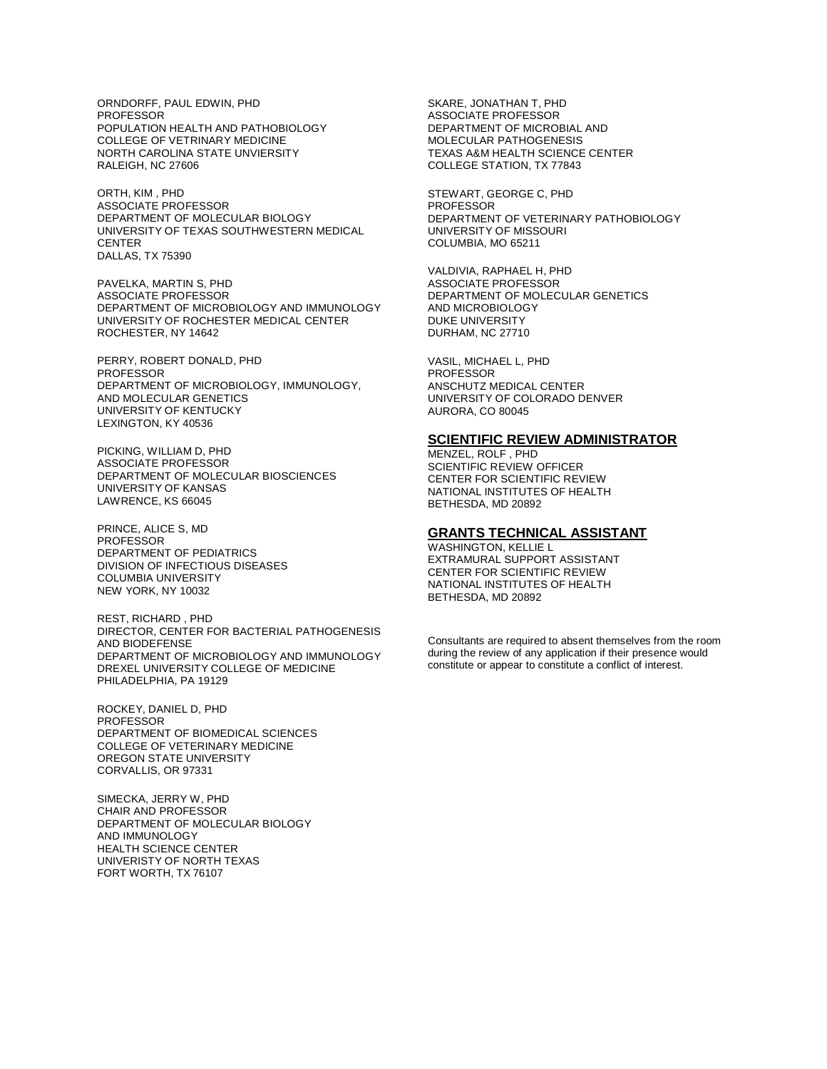ORNDORFF, PAUL EDWIN, PHD
PROFESSOR
POPULATION HEALTH AND PATHOBIOLOGY
COLLEGE OF VETRINARY MEDICINE
NORTH CAROLINA STATE UNVIERSITY
RALEIGH, NC 27606

ORTH, KIM , PHD
ASSOCIATE PROFESSOR
DEPARTMENT OF MOLECULAR BIOLOGY
UNIVERSITY OF TEXAS SOUTHWESTERN MEDICAL CENTER
DALLAS, TX 75390

PAVELKA, MARTIN S, PHD
ASSOCIATE PROFESSOR
DEPARTMENT OF MICROBIOLOGY AND IMMUNOLOGY
UNIVERSITY OF ROCHESTER MEDICAL CENTER
ROCHESTER, NY 14642

PERRY, ROBERT DONALD, PHD
PROFESSOR
DEPARTMENT OF MICROBIOLOGY, IMMUNOLOGY, AND MOLECULAR GENETICS
UNIVERSITY OF KENTUCKY
LEXINGTON, KY 40536

PICKING, WILLIAM D, PHD
ASSOCIATE PROFESSOR
DEPARTMENT OF MOLECULAR BIOSCIENCES
UNIVERSITY OF KANSAS
LAWRENCE, KS 66045

PRINCE, ALICE S, MD
PROFESSOR
DEPARTMENT OF PEDIATRICS
DIVISION OF INFECTIOUS DISEASES
COLUMBIA UNIVERSITY
NEW YORK, NY 10032

REST, RICHARD , PHD
DIRECTOR, CENTER FOR BACTERIAL PATHOGENESIS AND BIODEFENSE
DEPARTMENT OF MICROBIOLOGY AND IMMUNOLOGY
DREXEL UNIVERSITY COLLEGE OF MEDICINE
PHILADELPHIA, PA 19129

ROCKEY, DANIEL D, PHD
PROFESSOR
DEPARTMENT OF BIOMEDICAL SCIENCES
COLLEGE OF VETERINARY MEDICINE
OREGON STATE UNIVERSITY
CORVALLIS, OR 97331

SIMECKA, JERRY W, PHD
CHAIR AND PROFESSOR
DEPARTMENT OF MOLECULAR BIOLOGY AND IMMUNOLOGY
HEALTH SCIENCE CENTER
UNIVERISTY OF NORTH TEXAS
FORT WORTH, TX 76107

SKARE, JONATHAN T, PHD
ASSOCIATE PROFESSOR
DEPARTMENT OF MICROBIAL AND MOLECULAR PATHOGENESIS
TEXAS A&M HEALTH SCIENCE CENTER
COLLEGE STATION, TX 77843

STEWART, GEORGE C, PHD
PROFESSOR
DEPARTMENT OF VETERINARY PATHOBIOLOGY
UNIVERSITY OF MISSOURI
COLUMBIA, MO 65211

VALDIVIA, RAPHAEL H, PHD
ASSOCIATE PROFESSOR
DEPARTMENT OF MOLECULAR GENETICS AND MICROBIOLOGY
DUKE UNIVERSITY
DURHAM, NC 27710

VASIL, MICHAEL L, PHD
PROFESSOR
ANSCHUTZ MEDICAL CENTER
UNIVERSITY OF COLORADO DENVER
AURORA, CO 80045

## SCIENTIFIC REVIEW ADMINISTRATOR

MENZEL, ROLF , PHD
SCIENTIFIC REVIEW OFFICER
CENTER FOR SCIENTIFIC REVIEW
NATIONAL INSTITUTES OF HEALTH
BETHESDA, MD 20892

## GRANTS TECHNICAL ASSISTANT

WASHINGTON, KELLIE L
EXTRAMURAL SUPPORT ASSISTANT
CENTER FOR SCIENTIFIC REVIEW
NATIONAL INSTITUTES OF HEALTH
BETHESDA, MD 20892

Consultants are required to absent themselves from the room during the review of any application if their presence would constitute or appear to constitute a conflict of interest.